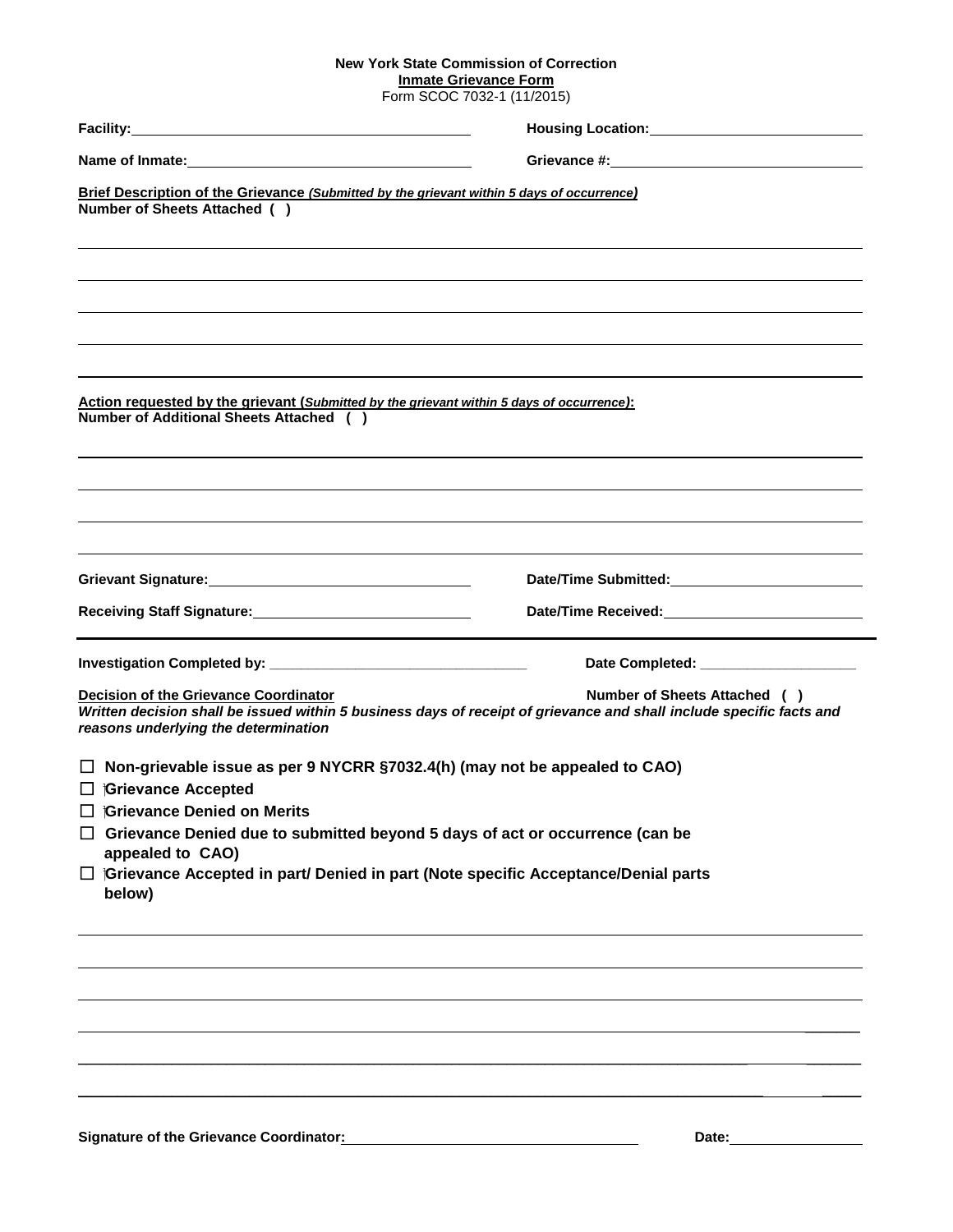**New York State Commission of Correction**
**Inmate Grievance Form**
Form SCOC 7032-1 (11/2015)

**Facility:** ______________________________ **Housing Location:** ______________________________

**Name of Inmate:** ______________________________ **Grievance #:** ______________________________

**Brief Description of the Grievance** ***(Submitted by the grievant within 5 days of occurrence)***
**Number of Sheets Attached ( )**

______________________________________________________________________________

______________________________________________________________________________

______________________________________________________________________________

______________________________________________________________________________

______________________________________________________________________________

**Action requested by the grievant (*Submitted by the grievant within 5 days of occurrence*):**
**Number of Additional Sheets Attached ( )**

______________________________________________________________________________

______________________________________________________________________________

______________________________________________________________________________

______________________________________________________________________________

**Grievant Signature:** ______________________________ **Date/Time Submitted:** ______________________________

**Receiving Staff Signature:** ______________________________ **Date/Time Received:** ______________________________

---

**Investigation Completed by:** ______________________________ **Date Completed:** ______________________________

**Decision of the Grievance Coordinator** **Number of Sheets Attached ( )**
***Written decision shall be issued within 5 business days of receipt of grievance and shall include specific facts and reasons underlying the determination***

- ☐ **Non-grievable issue as per 9 NYCRR §7032.4(h) (may not be appealed to CAO)**
- ☐ **Grievance Accepted**
- ☐ **Grievance Denied on Merits**
- ☐ **Grievance Denied due to submitted beyond 5 days of act or occurrence (can be appealed to CAO)**
- ☐ **Grievance Accepted in part/ Denied in part (Note specific Acceptance/Denial parts below)**

______________________________________________________________________________

______________________________________________________________________________

______________________________________________________________________________

______________________________________________________________________________

______________________________________________________________________________

______________________________________________________________________________

**Signature of the Grievance Coordinator:** ______________________________ **Date:** ______________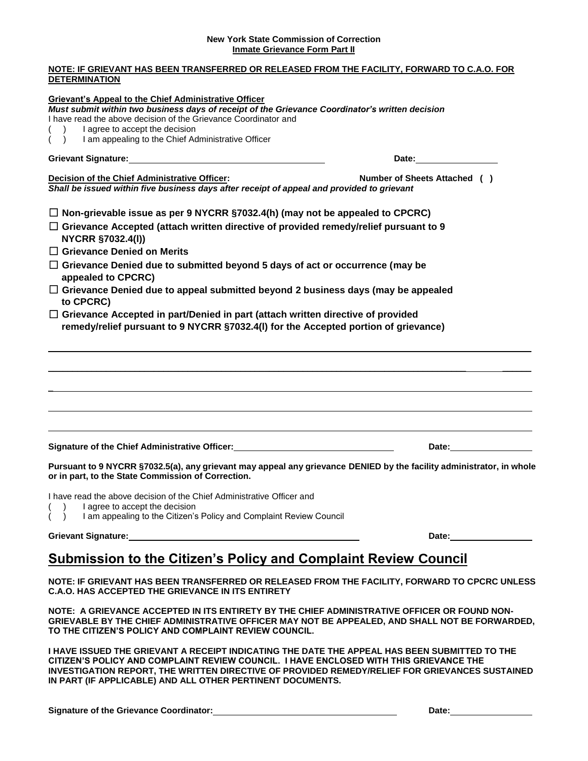**New York State Commission of Correction**
**Inmate Grievance Form Part II**

**NOTE: IF GRIEVANT HAS BEEN TRANSFERRED OR RELEASED FROM THE FACILITY, FORWARD TO C.A.O. FOR DETERMINATION**

**Grievant's Appeal to the Chief Administrative Officer**
***Must submit within two business days of receipt of the Grievance Coordinator's written decision***
I have read the above decision of the Grievance Coordinator and
( ) I agree to accept the decision
( ) I am appealing to the Chief Administrative Officer

**Grievant Signature:** ______________________________ **Date:** ______________

**Decision of the Chief Administrative Officer:** **Number of Sheets Attached ( )**
***Shall be issued within five business days after receipt of appeal and provided to grievant***

☐ **Non-grievable issue as per 9 NYCRR §7032.4(h) (may not be appealed to CPCRC)**
☐ **Grievance Accepted (attach written directive of provided remedy/relief pursuant to 9 NYCRR §7032.4(l))**
☐ **Grievance Denied on Merits**
☐ **Grievance Denied due to submitted beyond 5 days of act or occurrence (may be appealed to CPCRC)**
☐ **Grievance Denied due to appeal submitted beyond 2 business days (may be appealed to CPCRC)**
☐ **Grievance Accepted in part/Denied in part (attach written directive of provided remedy/relief pursuant to 9 NYCRR §7032.4(l) for the Accepted portion of grievance)**

______________________________________________________________________________

______________________________________________________________________________

______________________________________________________________________________

______________________________________________________________________________

______________________________________________________________________________

**Signature of the Chief Administrative Officer:** ______________________________ **Date:** ______________

**Pursuant to 9 NYCRR §7032.5(a), any grievant may appeal any grievance DENIED by the facility administrator, in whole or in part, to the State Commission of Correction.**

I have read the above decision of the Chief Administrative Officer and
( ) I agree to accept the decision
( ) I am appealing to the Citizen's Policy and Complaint Review Council

**Grievant Signature:** ______________________________ **Date:** ______________

## Submission to the Citizen's Policy and Complaint Review Council

**NOTE: IF GRIEVANT HAS BEEN TRANSFERRED OR RELEASED FROM THE FACILITY, FORWARD TO CPCRC UNLESS C.A.O. HAS ACCEPTED THE GRIEVANCE IN ITS ENTIRETY**

**NOTE: A GRIEVANCE ACCEPTED IN ITS ENTIRETY BY THE CHIEF ADMINISTRATIVE OFFICER OR FOUND NON-GRIEVABLE BY THE CHIEF ADMINISTRATIVE OFFICER MAY NOT BE APPEALED, AND SHALL NOT BE FORWARDED, TO THE CITIZEN'S POLICY AND COMPLAINT REVIEW COUNCIL.**

**I HAVE ISSUED THE GRIEVANT A RECEIPT INDICATING THE DATE THE APPEAL HAS BEEN SUBMITTED TO THE CITIZEN'S POLICY AND COMPLAINT REVIEW COUNCIL. I HAVE ENCLOSED WITH THIS GRIEVANCE THE INVESTIGATION REPORT, THE WRITTEN DIRECTIVE OF PROVIDED REMEDY/RELIEF FOR GRIEVANCES SUSTAINED IN PART (IF APPLICABLE) AND ALL OTHER PERTINENT DOCUMENTS.**

**Signature of the Grievance Coordinator:** ______________________________ **Date:** ______________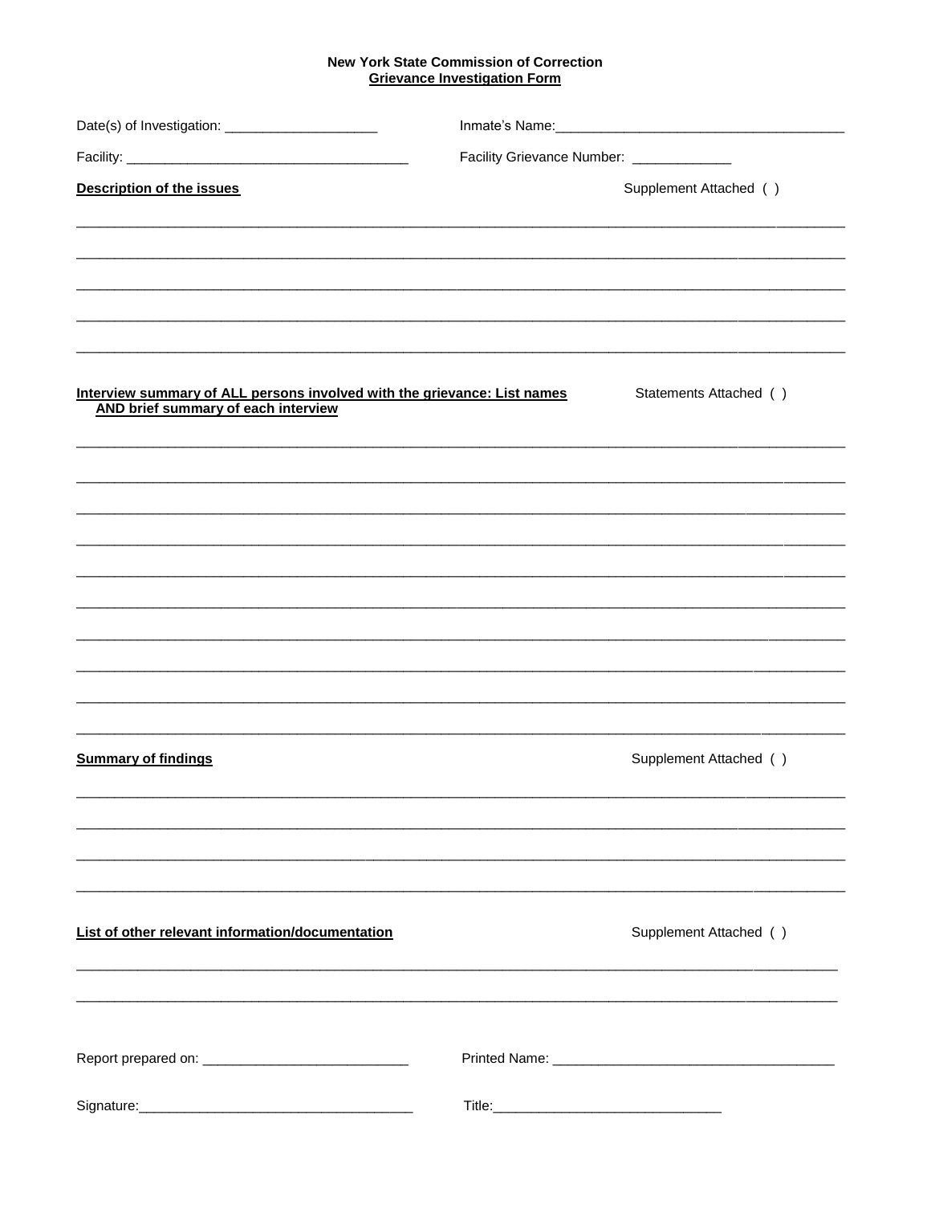**New York State Commission of Correction**
**Grievance Investigation Form**

Date(s) of Investigation: ____________________ Inmate's Name:______________________________________

Facility: _____________________________________ Facility Grievance Number: _____________

**Description of the issues** Supplement Attached ( )

_____________________________________________________________________________________________

_____________________________________________________________________________________________

_____________________________________________________________________________________________

_____________________________________________________________________________________________

_____________________________________________________________________________________________

**Interview summary of ALL persons involved with the grievance: List names AND brief summary of each interview** Statements Attached ( )

_____________________________________________________________________________________________

_____________________________________________________________________________________________

_____________________________________________________________________________________________

_____________________________________________________________________________________________

_____________________________________________________________________________________________

_____________________________________________________________________________________________

_____________________________________________________________________________________________

_____________________________________________________________________________________________

_____________________________________________________________________________________________

_____________________________________________________________________________________________

**Summary of findings** Supplement Attached ( )

_____________________________________________________________________________________________

_____________________________________________________________________________________________

_____________________________________________________________________________________________

_____________________________________________________________________________________________

**List of other relevant information/documentation** Supplement Attached ( )

_____________________________________________________________________________________________

_____________________________________________________________________________________________

Report prepared on: ___________________________ Printed Name: ____________________________________

Signature:____________________________________ Title:_____________________________